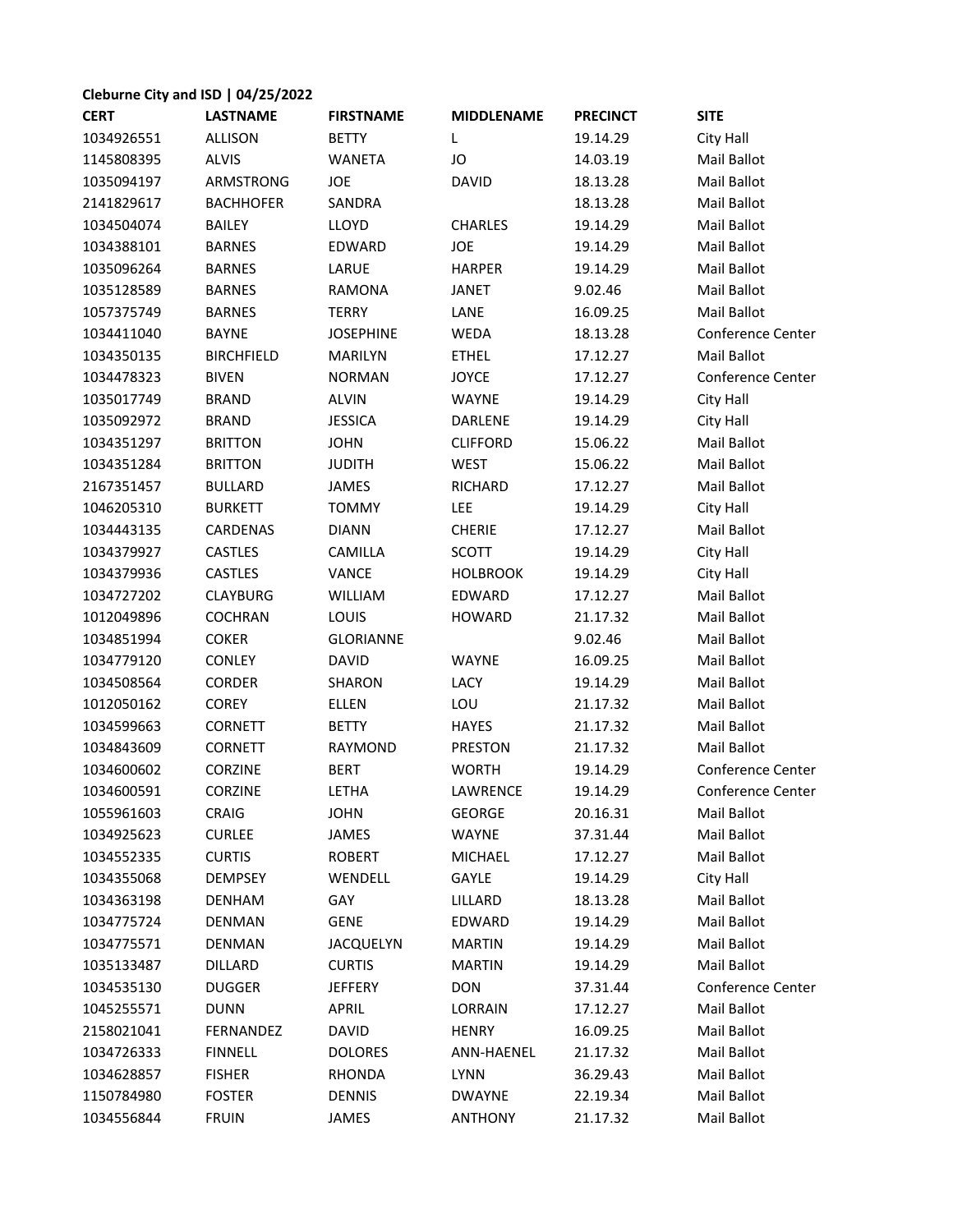**Cleburne City and ISD | 04/25/2022**

| CERT | LASTNAME | FIRSTNAME | MIDDLENAME | PRECINCT | SITE |
|---|---|---|---|---|---|
| 1034926551 | ALLISON | BETTY | L | 19.14.29 | City Hall |
| 1145808395 | ALVIS | WANETA | JO | 14.03.19 | Mail Ballot |
| 1035094197 | ARMSTRONG | JOE | DAVID | 18.13.28 | Mail Ballot |
| 2141829617 | BACHHOFER | SANDRA | | 18.13.28 | Mail Ballot |
| 1034504074 | BAILEY | LLOYD | CHARLES | 19.14.29 | Mail Ballot |
| 1034388101 | BARNES | EDWARD | JOE | 19.14.29 | Mail Ballot |
| 1035096264 | BARNES | LARUE | HARPER | 19.14.29 | Mail Ballot |
| 1035128589 | BARNES | RAMONA | JANET | 9.02.46 | Mail Ballot |
| 1057375749 | BARNES | TERRY | LANE | 16.09.25 | Mail Ballot |
| 1034411040 | BAYNE | JOSEPHINE | WEDA | 18.13.28 | Conference Center |
| 1034350135 | BIRCHFIELD | MARILYN | ETHEL | 17.12.27 | Mail Ballot |
| 1034478323 | BIVEN | NORMAN | JOYCE | 17.12.27 | Conference Center |
| 1035017749 | BRAND | ALVIN | WAYNE | 19.14.29 | City Hall |
| 1035092972 | BRAND | JESSICA | DARLENE | 19.14.29 | City Hall |
| 1034351297 | BRITTON | JOHN | CLIFFORD | 15.06.22 | Mail Ballot |
| 1034351284 | BRITTON | JUDITH | WEST | 15.06.22 | Mail Ballot |
| 2167351457 | BULLARD | JAMES | RICHARD | 17.12.27 | Mail Ballot |
| 1046205310 | BURKETT | TOMMY | LEE | 19.14.29 | City Hall |
| 1034443135 | CARDENAS | DIANN | CHERIE | 17.12.27 | Mail Ballot |
| 1034379927 | CASTLES | CAMILLA | SCOTT | 19.14.29 | City Hall |
| 1034379936 | CASTLES | VANCE | HOLBROOK | 19.14.29 | City Hall |
| 1034727202 | CLAYBURG | WILLIAM | EDWARD | 17.12.27 | Mail Ballot |
| 1012049896 | COCHRAN | LOUIS | HOWARD | 21.17.32 | Mail Ballot |
| 1034851994 | COKER | GLORIANNE | | 9.02.46 | Mail Ballot |
| 1034779120 | CONLEY | DAVID | WAYNE | 16.09.25 | Mail Ballot |
| 1034508564 | CORDER | SHARON | LACY | 19.14.29 | Mail Ballot |
| 1012050162 | COREY | ELLEN | LOU | 21.17.32 | Mail Ballot |
| 1034599663 | CORNETT | BETTY | HAYES | 21.17.32 | Mail Ballot |
| 1034843609 | CORNETT | RAYMOND | PRESTON | 21.17.32 | Mail Ballot |
| 1034600602 | CORZINE | BERT | WORTH | 19.14.29 | Conference Center |
| 1034600591 | CORZINE | LETHA | LAWRENCE | 19.14.29 | Conference Center |
| 1055961603 | CRAIG | JOHN | GEORGE | 20.16.31 | Mail Ballot |
| 1034925623 | CURLEE | JAMES | WAYNE | 37.31.44 | Mail Ballot |
| 1034552335 | CURTIS | ROBERT | MICHAEL | 17.12.27 | Mail Ballot |
| 1034355068 | DEMPSEY | WENDELL | GAYLE | 19.14.29 | City Hall |
| 1034363198 | DENHAM | GAY | LILLARD | 18.13.28 | Mail Ballot |
| 1034775724 | DENMAN | GENE | EDWARD | 19.14.29 | Mail Ballot |
| 1034775571 | DENMAN | JACQUELYN | MARTIN | 19.14.29 | Mail Ballot |
| 1035133487 | DILLARD | CURTIS | MARTIN | 19.14.29 | Mail Ballot |
| 1034535130 | DUGGER | JEFFERY | DON | 37.31.44 | Conference Center |
| 1045255571 | DUNN | APRIL | LORRAIN | 17.12.27 | Mail Ballot |
| 2158021041 | FERNANDEZ | DAVID | HENRY | 16.09.25 | Mail Ballot |
| 1034726333 | FINNELL | DOLORES | ANN-HAENEL | 21.17.32 | Mail Ballot |
| 1034628857 | FISHER | RHONDA | LYNN | 36.29.43 | Mail Ballot |
| 1150784980 | FOSTER | DENNIS | DWAYNE | 22.19.34 | Mail Ballot |
| 1034556844 | FRUIN | JAMES | ANTHONY | 21.17.32 | Mail Ballot |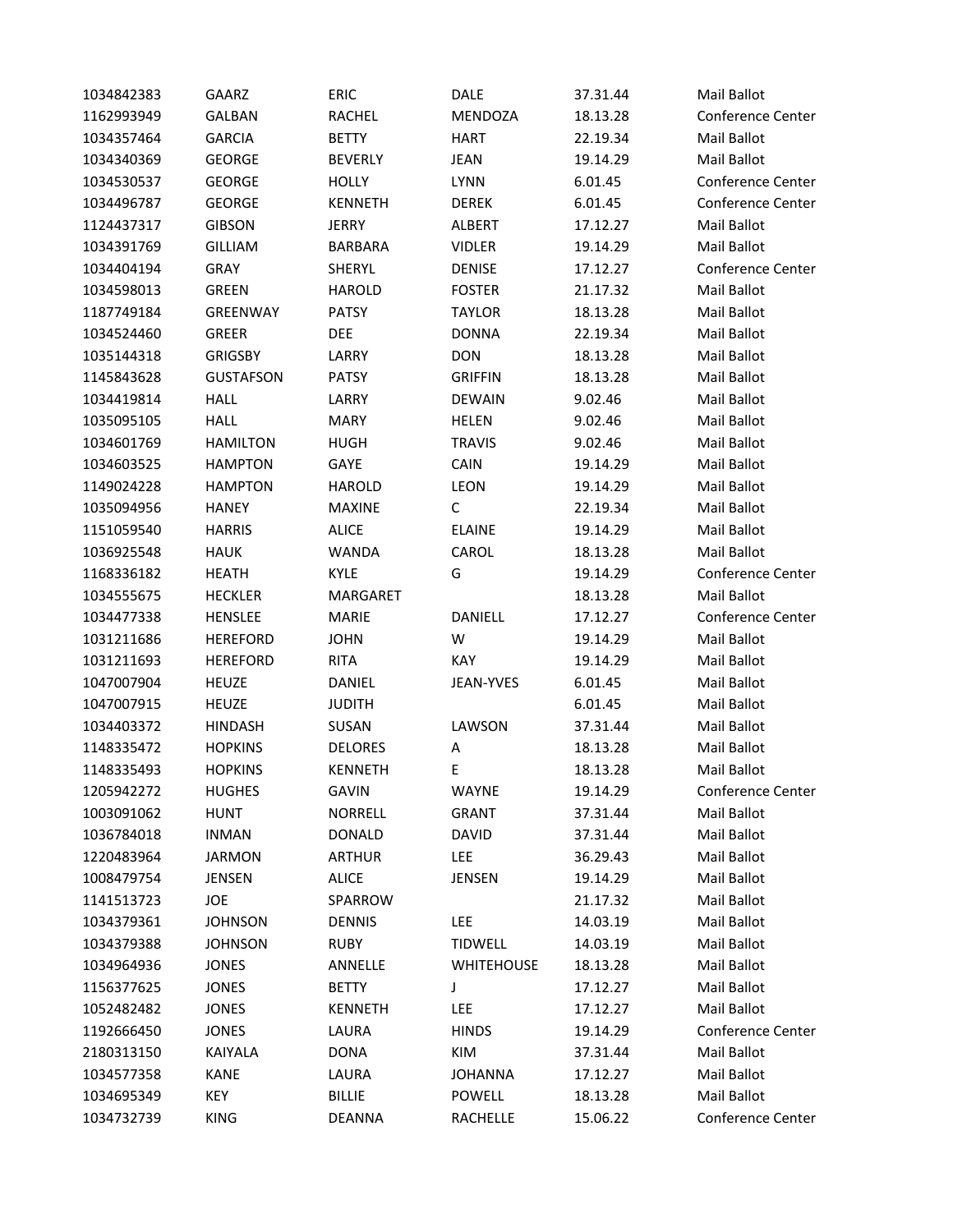| | | | | | |
|---|---|---|---|---|---|
| 1034842383 | GAARZ | ERIC | DALE | 37.31.44 | Mail Ballot |
| 1162993949 | GALBAN | RACHEL | MENDOZA | 18.13.28 | Conference Center |
| 1034357464 | GARCIA | BETTY | HART | 22.19.34 | Mail Ballot |
| 1034340369 | GEORGE | BEVERLY | JEAN | 19.14.29 | Mail Ballot |
| 1034530537 | GEORGE | HOLLY | LYNN | 6.01.45 | Conference Center |
| 1034496787 | GEORGE | KENNETH | DEREK | 6.01.45 | Conference Center |
| 1124437317 | GIBSON | JERRY | ALBERT | 17.12.27 | Mail Ballot |
| 1034391769 | GILLIAM | BARBARA | VIDLER | 19.14.29 | Mail Ballot |
| 1034404194 | GRAY | SHERYL | DENISE | 17.12.27 | Conference Center |
| 1034598013 | GREEN | HAROLD | FOSTER | 21.17.32 | Mail Ballot |
| 1187749184 | GREENWAY | PATSY | TAYLOR | 18.13.28 | Mail Ballot |
| 1034524460 | GREER | DEE | DONNA | 22.19.34 | Mail Ballot |
| 1035144318 | GRIGSBY | LARRY | DON | 18.13.28 | Mail Ballot |
| 1145843628 | GUSTAFSON | PATSY | GRIFFIN | 18.13.28 | Mail Ballot |
| 1034419814 | HALL | LARRY | DEWAIN | 9.02.46 | Mail Ballot |
| 1035095105 | HALL | MARY | HELEN | 9.02.46 | Mail Ballot |
| 1034601769 | HAMILTON | HUGH | TRAVIS | 9.02.46 | Mail Ballot |
| 1034603525 | HAMPTON | GAYE | CAIN | 19.14.29 | Mail Ballot |
| 1149024228 | HAMPTON | HAROLD | LEON | 19.14.29 | Mail Ballot |
| 1035094956 | HANEY | MAXINE | C | 22.19.34 | Mail Ballot |
| 1151059540 | HARRIS | ALICE | ELAINE | 19.14.29 | Mail Ballot |
| 1036925548 | HAUK | WANDA | CAROL | 18.13.28 | Mail Ballot |
| 1168336182 | HEATH | KYLE | G | 19.14.29 | Conference Center |
| 1034555675 | HECKLER | MARGARET | | 18.13.28 | Mail Ballot |
| 1034477338 | HENSLEE | MARIE | DANIELL | 17.12.27 | Conference Center |
| 1031211686 | HEREFORD | JOHN | W | 19.14.29 | Mail Ballot |
| 1031211693 | HEREFORD | RITA | KAY | 19.14.29 | Mail Ballot |
| 1047007904 | HEUZE | DANIEL | JEAN-YVES | 6.01.45 | Mail Ballot |
| 1047007915 | HEUZE | JUDITH | | 6.01.45 | Mail Ballot |
| 1034403372 | HINDASH | SUSAN | LAWSON | 37.31.44 | Mail Ballot |
| 1148335472 | HOPKINS | DELORES | A | 18.13.28 | Mail Ballot |
| 1148335493 | HOPKINS | KENNETH | E | 18.13.28 | Mail Ballot |
| 1205942272 | HUGHES | GAVIN | WAYNE | 19.14.29 | Conference Center |
| 1003091062 | HUNT | NORRELL | GRANT | 37.31.44 | Mail Ballot |
| 1036784018 | INMAN | DONALD | DAVID | 37.31.44 | Mail Ballot |
| 1220483964 | JARMON | ARTHUR | LEE | 36.29.43 | Mail Ballot |
| 1008479754 | JENSEN | ALICE | JENSEN | 19.14.29 | Mail Ballot |
| 1141513723 | JOE | SPARROW | | 21.17.32 | Mail Ballot |
| 1034379361 | JOHNSON | DENNIS | LEE | 14.03.19 | Mail Ballot |
| 1034379388 | JOHNSON | RUBY | TIDWELL | 14.03.19 | Mail Ballot |
| 1034964936 | JONES | ANNELLE | WHITEHOUSE | 18.13.28 | Mail Ballot |
| 1156377625 | JONES | BETTY | J | 17.12.27 | Mail Ballot |
| 1052482482 | JONES | KENNETH | LEE | 17.12.27 | Mail Ballot |
| 1192666450 | JONES | LAURA | HINDS | 19.14.29 | Conference Center |
| 2180313150 | KAIYALA | DONA | KIM | 37.31.44 | Mail Ballot |
| 1034577358 | KANE | LAURA | JOHANNA | 17.12.27 | Mail Ballot |
| 1034695349 | KEY | BILLIE | POWELL | 18.13.28 | Mail Ballot |
| 1034732739 | KING | DEANNA | RACHELLE | 15.06.22 | Conference Center |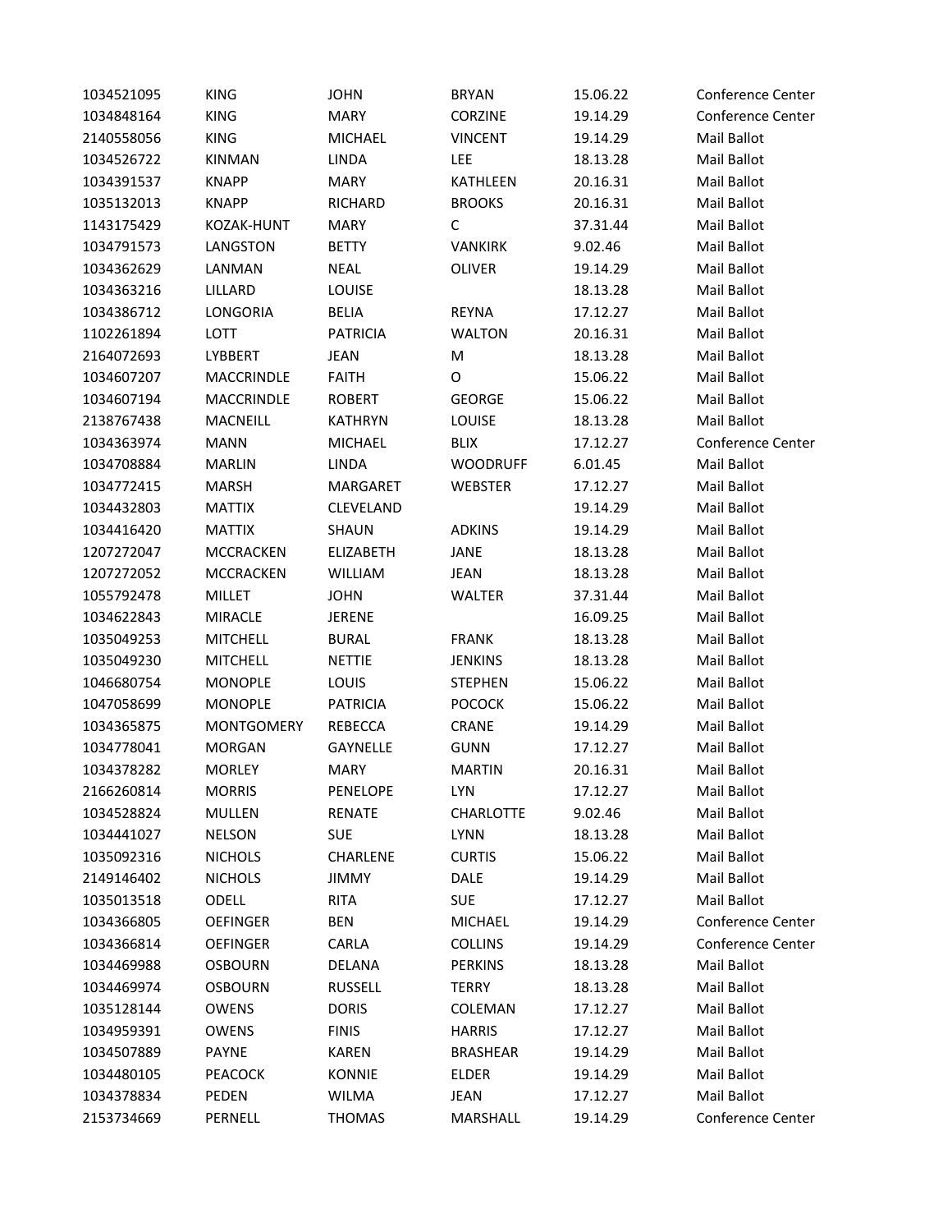| | | | | | |
|---|---|---|---|---|---|
| 1034521095 | KING | JOHN | BRYAN | 15.06.22 | Conference Center |
| 1034848164 | KING | MARY | CORZINE | 19.14.29 | Conference Center |
| 2140558056 | KING | MICHAEL | VINCENT | 19.14.29 | Mail Ballot |
| 1034526722 | KINMAN | LINDA | LEE | 18.13.28 | Mail Ballot |
| 1034391537 | KNAPP | MARY | KATHLEEN | 20.16.31 | Mail Ballot |
| 1035132013 | KNAPP | RICHARD | BROOKS | 20.16.31 | Mail Ballot |
| 1143175429 | KOZAK-HUNT | MARY | C | 37.31.44 | Mail Ballot |
| 1034791573 | LANGSTON | BETTY | VANKIRK | 9.02.46 | Mail Ballot |
| 1034362629 | LANMAN | NEAL | OLIVER | 19.14.29 | Mail Ballot |
| 1034363216 | LILLARD | LOUISE | | 18.13.28 | Mail Ballot |
| 1034386712 | LONGORIA | BELIA | REYNA | 17.12.27 | Mail Ballot |
| 1102261894 | LOTT | PATRICIA | WALTON | 20.16.31 | Mail Ballot |
| 2164072693 | LYBBERT | JEAN | M | 18.13.28 | Mail Ballot |
| 1034607207 | MACCRINDLE | FAITH | O | 15.06.22 | Mail Ballot |
| 1034607194 | MACCRINDLE | ROBERT | GEORGE | 15.06.22 | Mail Ballot |
| 2138767438 | MACNEILL | KATHRYN | LOUISE | 18.13.28 | Mail Ballot |
| 1034363974 | MANN | MICHAEL | BLIX | 17.12.27 | Conference Center |
| 1034708884 | MARLIN | LINDA | WOODRUFF | 6.01.45 | Mail Ballot |
| 1034772415 | MARSH | MARGARET | WEBSTER | 17.12.27 | Mail Ballot |
| 1034432803 | MATTIX | CLEVELAND | | 19.14.29 | Mail Ballot |
| 1034416420 | MATTIX | SHAUN | ADKINS | 19.14.29 | Mail Ballot |
| 1207272047 | MCCRACKEN | ELIZABETH | JANE | 18.13.28 | Mail Ballot |
| 1207272052 | MCCRACKEN | WILLIAM | JEAN | 18.13.28 | Mail Ballot |
| 1055792478 | MILLET | JOHN | WALTER | 37.31.44 | Mail Ballot |
| 1034622843 | MIRACLE | JERENE | | 16.09.25 | Mail Ballot |
| 1035049253 | MITCHELL | BURAL | FRANK | 18.13.28 | Mail Ballot |
| 1035049230 | MITCHELL | NETTIE | JENKINS | 18.13.28 | Mail Ballot |
| 1046680754 | MONOPLE | LOUIS | STEPHEN | 15.06.22 | Mail Ballot |
| 1047058699 | MONOPLE | PATRICIA | POCOCK | 15.06.22 | Mail Ballot |
| 1034365875 | MONTGOMERY | REBECCA | CRANE | 19.14.29 | Mail Ballot |
| 1034778041 | MORGAN | GAYNELLE | GUNN | 17.12.27 | Mail Ballot |
| 1034378282 | MORLEY | MARY | MARTIN | 20.16.31 | Mail Ballot |
| 2166260814 | MORRIS | PENELOPE | LYN | 17.12.27 | Mail Ballot |
| 1034528824 | MULLEN | RENATE | CHARLOTTE | 9.02.46 | Mail Ballot |
| 1034441027 | NELSON | SUE | LYNN | 18.13.28 | Mail Ballot |
| 1035092316 | NICHOLS | CHARLENE | CURTIS | 15.06.22 | Mail Ballot |
| 2149146402 | NICHOLS | JIMMY | DALE | 19.14.29 | Mail Ballot |
| 1035013518 | ODELL | RITA | SUE | 17.12.27 | Mail Ballot |
| 1034366805 | OEFINGER | BEN | MICHAEL | 19.14.29 | Conference Center |
| 1034366814 | OEFINGER | CARLA | COLLINS | 19.14.29 | Conference Center |
| 1034469988 | OSBOURN | DELANA | PERKINS | 18.13.28 | Mail Ballot |
| 1034469974 | OSBOURN | RUSSELL | TERRY | 18.13.28 | Mail Ballot |
| 1035128144 | OWENS | DORIS | COLEMAN | 17.12.27 | Mail Ballot |
| 1034959391 | OWENS | FINIS | HARRIS | 17.12.27 | Mail Ballot |
| 1034507889 | PAYNE | KAREN | BRASHEAR | 19.14.29 | Mail Ballot |
| 1034480105 | PEACOCK | KONNIE | ELDER | 19.14.29 | Mail Ballot |
| 1034378834 | PEDEN | WILMA | JEAN | 17.12.27 | Mail Ballot |
| 2153734669 | PERNELL | THOMAS | MARSHALL | 19.14.29 | Conference Center |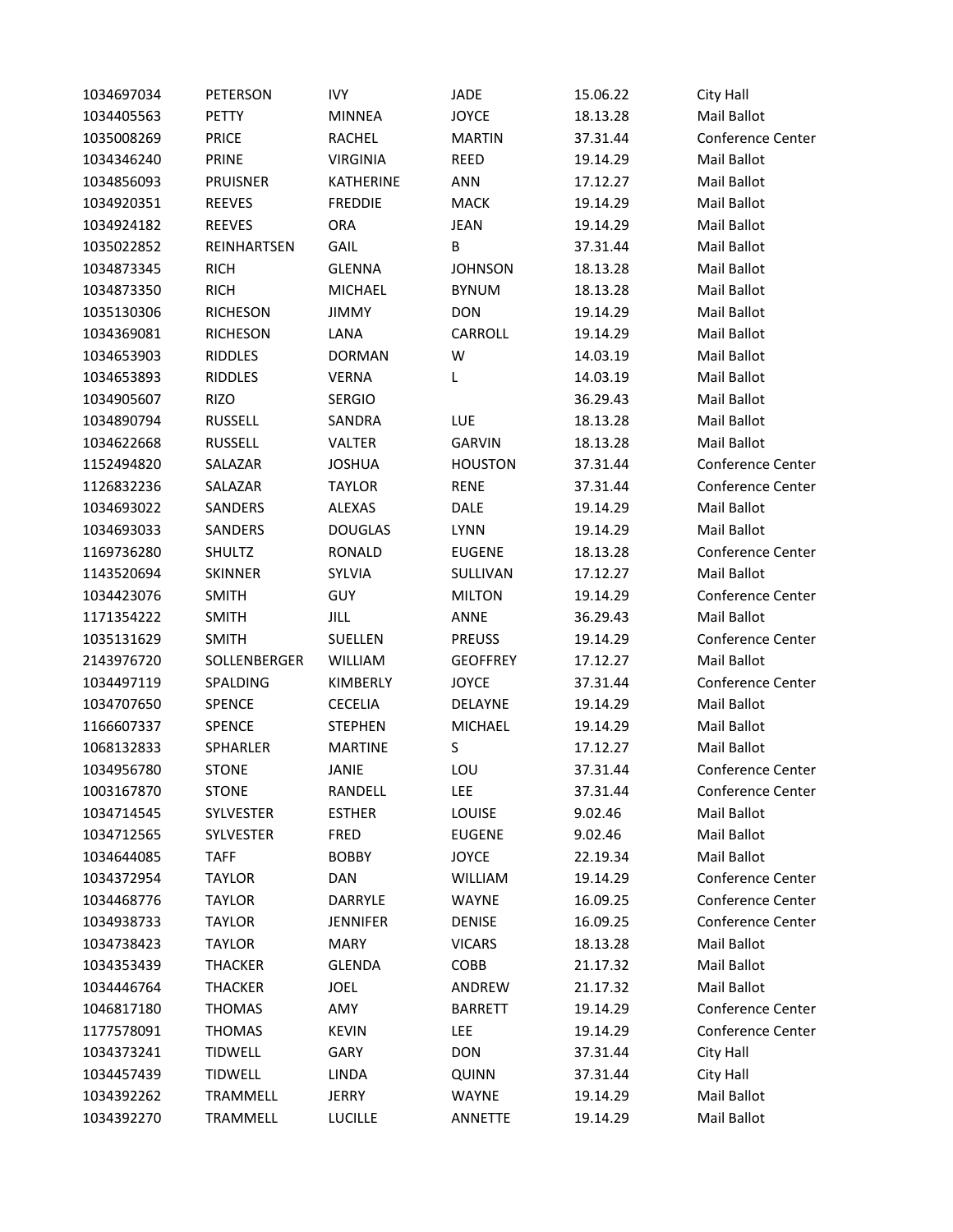| | | | | | |
|---|---|---|---|---|---|
| 1034697034 | PETERSON | IVY | JADE | 15.06.22 | City Hall |
| 1034405563 | PETTY | MINNEA | JOYCE | 18.13.28 | Mail Ballot |
| 1035008269 | PRICE | RACHEL | MARTIN | 37.31.44 | Conference Center |
| 1034346240 | PRINE | VIRGINIA | REED | 19.14.29 | Mail Ballot |
| 1034856093 | PRUISNER | KATHERINE | ANN | 17.12.27 | Mail Ballot |
| 1034920351 | REEVES | FREDDIE | MACK | 19.14.29 | Mail Ballot |
| 1034924182 | REEVES | ORA | JEAN | 19.14.29 | Mail Ballot |
| 1035022852 | REINHARTSEN | GAIL | B | 37.31.44 | Mail Ballot |
| 1034873345 | RICH | GLENNA | JOHNSON | 18.13.28 | Mail Ballot |
| 1034873350 | RICH | MICHAEL | BYNUM | 18.13.28 | Mail Ballot |
| 1035130306 | RICHESON | JIMMY | DON | 19.14.29 | Mail Ballot |
| 1034369081 | RICHESON | LANA | CARROLL | 19.14.29 | Mail Ballot |
| 1034653903 | RIDDLES | DORMAN | W | 14.03.19 | Mail Ballot |
| 1034653893 | RIDDLES | VERNA | L | 14.03.19 | Mail Ballot |
| 1034905607 | RIZO | SERGIO | | 36.29.43 | Mail Ballot |
| 1034890794 | RUSSELL | SANDRA | LUE | 18.13.28 | Mail Ballot |
| 1034622668 | RUSSELL | VALTER | GARVIN | 18.13.28 | Mail Ballot |
| 1152494820 | SALAZAR | JOSHUA | HOUSTON | 37.31.44 | Conference Center |
| 1126832236 | SALAZAR | TAYLOR | RENE | 37.31.44 | Conference Center |
| 1034693022 | SANDERS | ALEXAS | DALE | 19.14.29 | Mail Ballot |
| 1034693033 | SANDERS | DOUGLAS | LYNN | 19.14.29 | Mail Ballot |
| 1169736280 | SHULTZ | RONALD | EUGENE | 18.13.28 | Conference Center |
| 1143520694 | SKINNER | SYLVIA | SULLIVAN | 17.12.27 | Mail Ballot |
| 1034423076 | SMITH | GUY | MILTON | 19.14.29 | Conference Center |
| 1171354222 | SMITH | JILL | ANNE | 36.29.43 | Mail Ballot |
| 1035131629 | SMITH | SUELLEN | PREUSS | 19.14.29 | Conference Center |
| 2143976720 | SOLLENBERGER | WILLIAM | GEOFFREY | 17.12.27 | Mail Ballot |
| 1034497119 | SPALDING | KIMBERLY | JOYCE | 37.31.44 | Conference Center |
| 1034707650 | SPENCE | CECELIA | DELAYNE | 19.14.29 | Mail Ballot |
| 1166607337 | SPENCE | STEPHEN | MICHAEL | 19.14.29 | Mail Ballot |
| 1068132833 | SPHARLER | MARTINE | S | 17.12.27 | Mail Ballot |
| 1034956780 | STONE | JANIE | LOU | 37.31.44 | Conference Center |
| 1003167870 | STONE | RANDELL | LEE | 37.31.44 | Conference Center |
| 1034714545 | SYLVESTER | ESTHER | LOUISE | 9.02.46 | Mail Ballot |
| 1034712565 | SYLVESTER | FRED | EUGENE | 9.02.46 | Mail Ballot |
| 1034644085 | TAFF | BOBBY | JOYCE | 22.19.34 | Mail Ballot |
| 1034372954 | TAYLOR | DAN | WILLIAM | 19.14.29 | Conference Center |
| 1034468776 | TAYLOR | DARRYLE | WAYNE | 16.09.25 | Conference Center |
| 1034938733 | TAYLOR | JENNIFER | DENISE | 16.09.25 | Conference Center |
| 1034738423 | TAYLOR | MARY | VICARS | 18.13.28 | Mail Ballot |
| 1034353439 | THACKER | GLENDA | COBB | 21.17.32 | Mail Ballot |
| 1034446764 | THACKER | JOEL | ANDREW | 21.17.32 | Mail Ballot |
| 1046817180 | THOMAS | AMY | BARRETT | 19.14.29 | Conference Center |
| 1177578091 | THOMAS | KEVIN | LEE | 19.14.29 | Conference Center |
| 1034373241 | TIDWELL | GARY | DON | 37.31.44 | City Hall |
| 1034457439 | TIDWELL | LINDA | QUINN | 37.31.44 | City Hall |
| 1034392262 | TRAMMELL | JERRY | WAYNE | 19.14.29 | Mail Ballot |
| 1034392270 | TRAMMELL | LUCILLE | ANNETTE | 19.14.29 | Mail Ballot |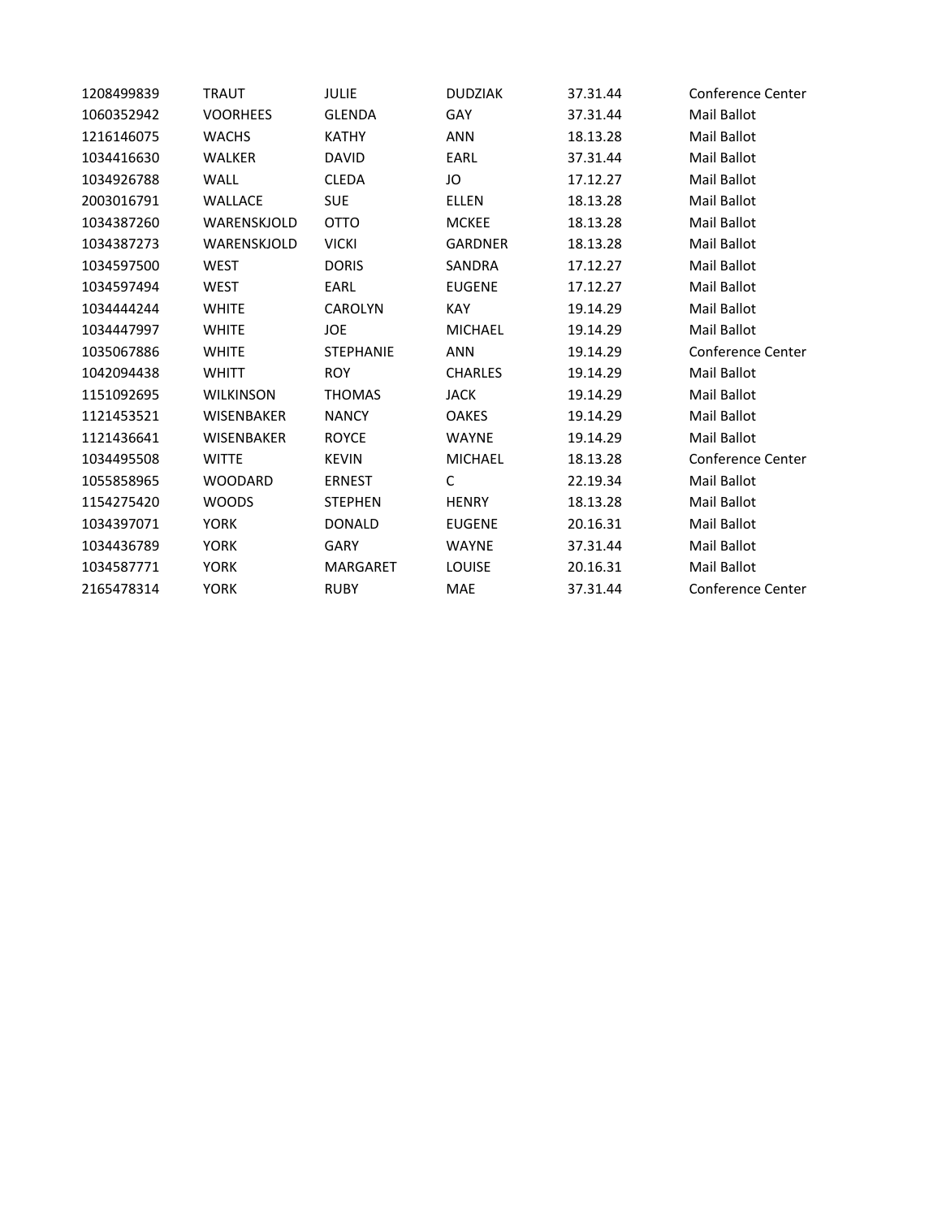| | | | | | |
|---|---|---|---|---|---|
| 1208499839 | TRAUT | JULIE | DUDZIAK | 37.31.44 | Conference Center |
| 1060352942 | VOORHEES | GLENDA | GAY | 37.31.44 | Mail Ballot |
| 1216146075 | WACHS | KATHY | ANN | 18.13.28 | Mail Ballot |
| 1034416630 | WALKER | DAVID | EARL | 37.31.44 | Mail Ballot |
| 1034926788 | WALL | CLEDA | JO | 17.12.27 | Mail Ballot |
| 2003016791 | WALLACE | SUE | ELLEN | 18.13.28 | Mail Ballot |
| 1034387260 | WARENSKJOLD | OTTO | MCKEE | 18.13.28 | Mail Ballot |
| 1034387273 | WARENSKJOLD | VICKI | GARDNER | 18.13.28 | Mail Ballot |
| 1034597500 | WEST | DORIS | SANDRA | 17.12.27 | Mail Ballot |
| 1034597494 | WEST | EARL | EUGENE | 17.12.27 | Mail Ballot |
| 1034444244 | WHITE | CAROLYN | KAY | 19.14.29 | Mail Ballot |
| 1034447997 | WHITE | JOE | MICHAEL | 19.14.29 | Mail Ballot |
| 1035067886 | WHITE | STEPHANIE | ANN | 19.14.29 | Conference Center |
| 1042094438 | WHITT | ROY | CHARLES | 19.14.29 | Mail Ballot |
| 1151092695 | WILKINSON | THOMAS | JACK | 19.14.29 | Mail Ballot |
| 1121453521 | WISENBAKER | NANCY | OAKES | 19.14.29 | Mail Ballot |
| 1121436641 | WISENBAKER | ROYCE | WAYNE | 19.14.29 | Mail Ballot |
| 1034495508 | WITTE | KEVIN | MICHAEL | 18.13.28 | Conference Center |
| 1055858965 | WOODARD | ERNEST | C | 22.19.34 | Mail Ballot |
| 1154275420 | WOODS | STEPHEN | HENRY | 18.13.28 | Mail Ballot |
| 1034397071 | YORK | DONALD | EUGENE | 20.16.31 | Mail Ballot |
| 1034436789 | YORK | GARY | WAYNE | 37.31.44 | Mail Ballot |
| 1034587771 | YORK | MARGARET | LOUISE | 20.16.31 | Mail Ballot |
| 2165478314 | YORK | RUBY | MAE | 37.31.44 | Conference Center |